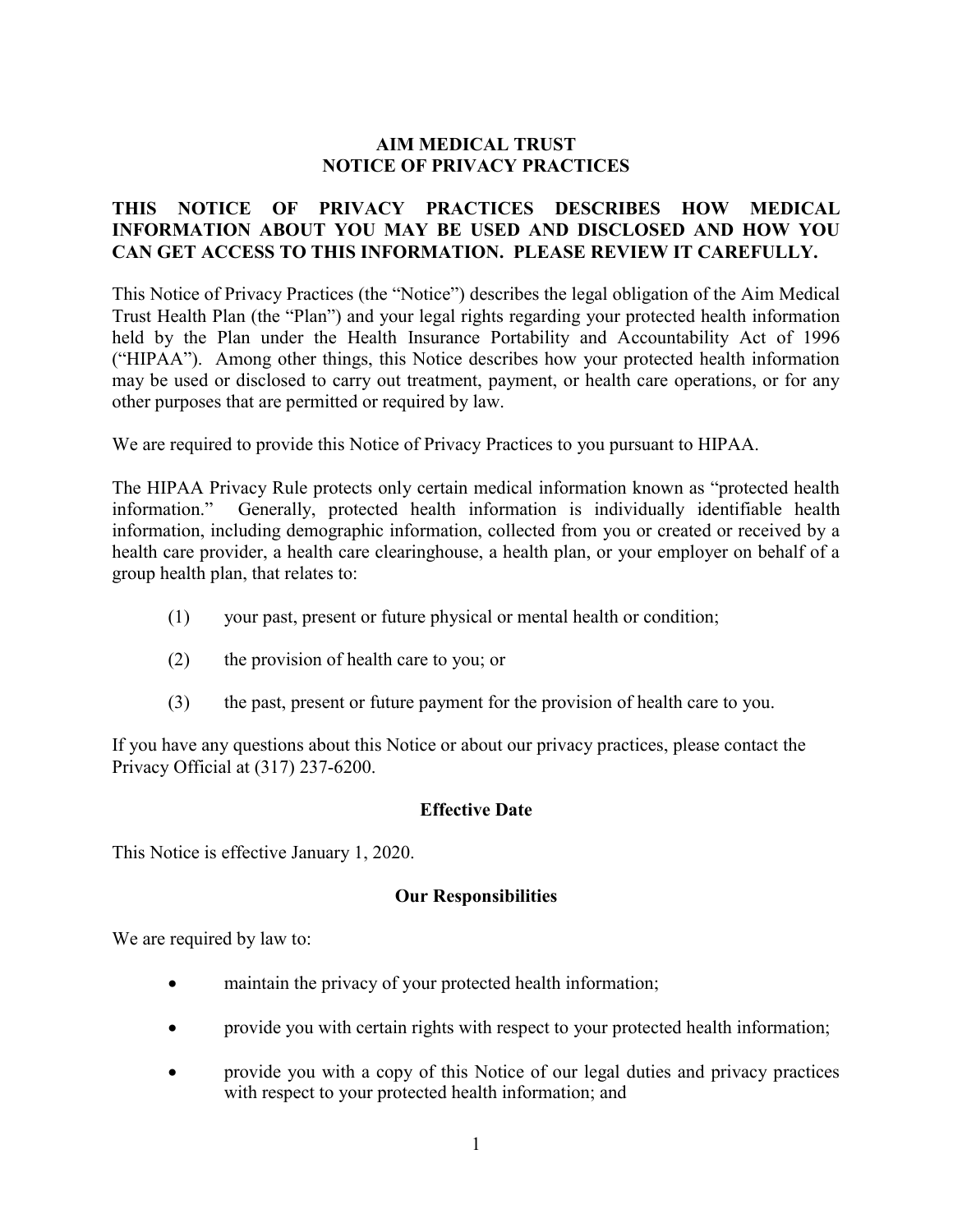# AIM MEDICAL TRUST
# NOTICE OF PRIVACY PRACTICES

**THIS NOTICE OF PRIVACY PRACTICES DESCRIBES HOW MEDICAL INFORMATION ABOUT YOU MAY BE USED AND DISCLOSED AND HOW YOU CAN GET ACCESS TO THIS INFORMATION. PLEASE REVIEW IT CAREFULLY.**

This Notice of Privacy Practices (the "Notice") describes the legal obligation of the Aim Medical Trust Health Plan (the "Plan") and your legal rights regarding your protected health information held by the Plan under the Health Insurance Portability and Accountability Act of 1996 ("HIPAA"). Among other things, this Notice describes how your protected health information may be used or disclosed to carry out treatment, payment, or health care operations, or for any other purposes that are permitted or required by law.

We are required to provide this Notice of Privacy Practices to you pursuant to HIPAA.

The HIPAA Privacy Rule protects only certain medical information known as "protected health information." Generally, protected health information is individually identifiable health information, including demographic information, collected from you or created or received by a health care provider, a health care clearinghouse, a health plan, or your employer on behalf of a group health plan, that relates to:

(1) your past, present or future physical or mental health or condition;

(2) the provision of health care to you; or

(3) the past, present or future payment for the provision of health care to you.

If you have any questions about this Notice or about our privacy practices, please contact the Privacy Official at (317) 237-6200.

### Effective Date

This Notice is effective January 1, 2020.

### Our Responsibilities

We are required by law to:

- maintain the privacy of your protected health information;
- provide you with certain rights with respect to your protected health information;
- provide you with a copy of this Notice of our legal duties and privacy practices with respect to your protected health information; and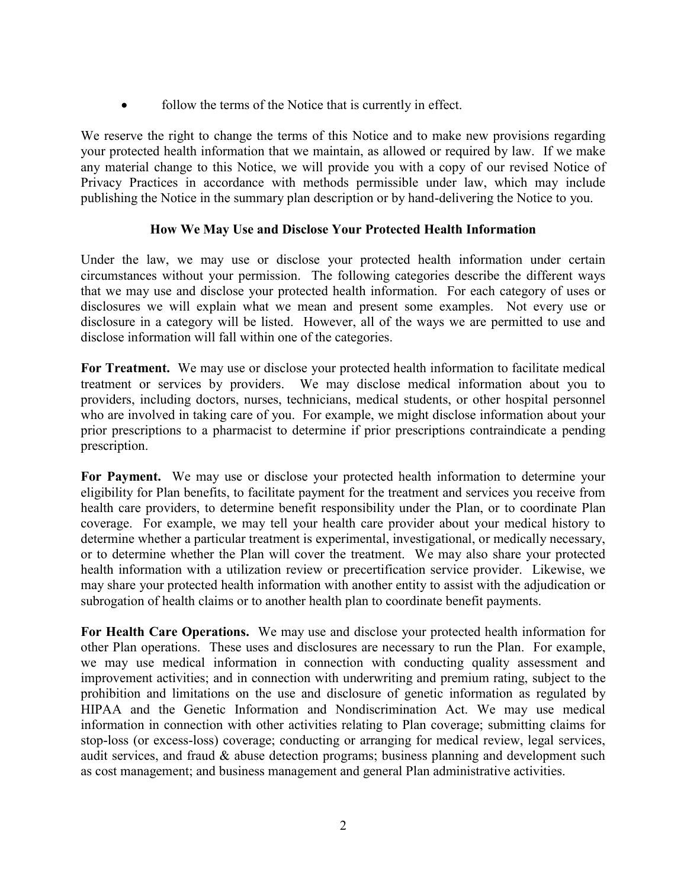- follow the terms of the Notice that is currently in effect.

We reserve the right to change the terms of this Notice and to make new provisions regarding your protected health information that we maintain, as allowed or required by law. If we make any material change to this Notice, we will provide you with a copy of our revised Notice of Privacy Practices in accordance with methods permissible under law, which may include publishing the Notice in the summary plan description or by hand-delivering the Notice to you.

### How We May Use and Disclose Your Protected Health Information

Under the law, we may use or disclose your protected health information under certain circumstances without your permission. The following categories describe the different ways that we may use and disclose your protected health information. For each category of uses or disclosures we will explain what we mean and present some examples. Not every use or disclosure in a category will be listed. However, all of the ways we are permitted to use and disclose information will fall within one of the categories.

**For Treatment.** We may use or disclose your protected health information to facilitate medical treatment or services by providers. We may disclose medical information about you to providers, including doctors, nurses, technicians, medical students, or other hospital personnel who are involved in taking care of you. For example, we might disclose information about your prior prescriptions to a pharmacist to determine if prior prescriptions contraindicate a pending prescription.

**For Payment.** We may use or disclose your protected health information to determine your eligibility for Plan benefits, to facilitate payment for the treatment and services you receive from health care providers, to determine benefit responsibility under the Plan, or to coordinate Plan coverage. For example, we may tell your health care provider about your medical history to determine whether a particular treatment is experimental, investigational, or medically necessary, or to determine whether the Plan will cover the treatment. We may also share your protected health information with a utilization review or precertification service provider. Likewise, we may share your protected health information with another entity to assist with the adjudication or subrogation of health claims or to another health plan to coordinate benefit payments.

**For Health Care Operations.** We may use and disclose your protected health information for other Plan operations. These uses and disclosures are necessary to run the Plan. For example, we may use medical information in connection with conducting quality assessment and improvement activities; and in connection with underwriting and premium rating, subject to the prohibition and limitations on the use and disclosure of genetic information as regulated by HIPAA and the Genetic Information and Nondiscrimination Act. We may use medical information in connection with other activities relating to Plan coverage; submitting claims for stop-loss (or excess-loss) coverage; conducting or arranging for medical review, legal services, audit services, and fraud & abuse detection programs; business planning and development such as cost management; and business management and general Plan administrative activities.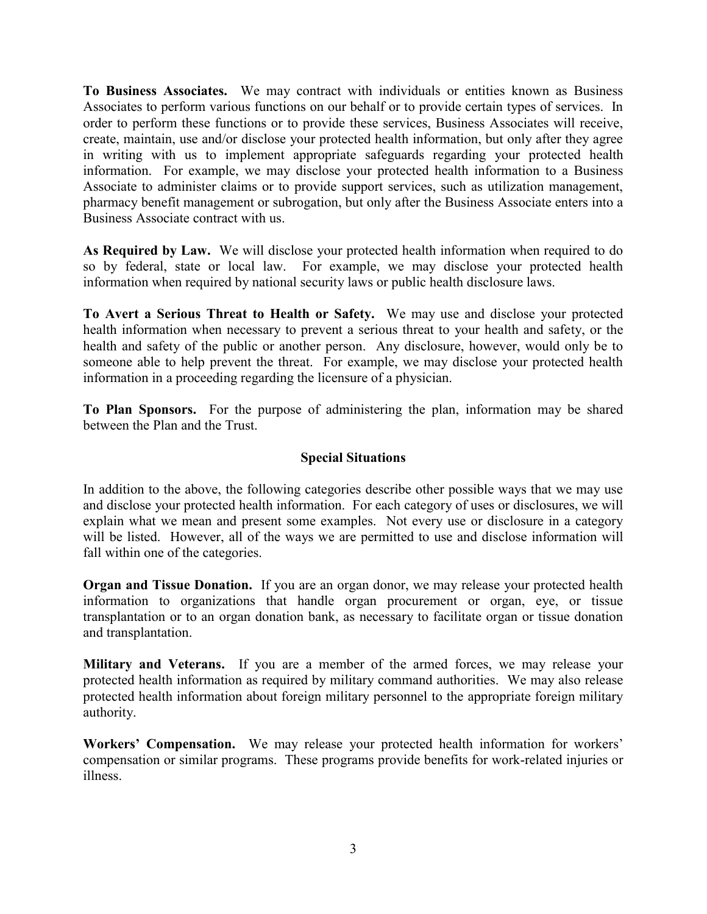**To Business Associates.** We may contract with individuals or entities known as Business Associates to perform various functions on our behalf or to provide certain types of services. In order to perform these functions or to provide these services, Business Associates will receive, create, maintain, use and/or disclose your protected health information, but only after they agree in writing with us to implement appropriate safeguards regarding your protected health information. For example, we may disclose your protected health information to a Business Associate to administer claims or to provide support services, such as utilization management, pharmacy benefit management or subrogation, but only after the Business Associate enters into a Business Associate contract with us.

**As Required by Law.** We will disclose your protected health information when required to do so by federal, state or local law. For example, we may disclose your protected health information when required by national security laws or public health disclosure laws.

**To Avert a Serious Threat to Health or Safety.** We may use and disclose your protected health information when necessary to prevent a serious threat to your health and safety, or the health and safety of the public or another person. Any disclosure, however, would only be to someone able to help prevent the threat. For example, we may disclose your protected health information in a proceeding regarding the licensure of a physician.

**To Plan Sponsors.** For the purpose of administering the plan, information may be shared between the Plan and the Trust.

## Special Situations

In addition to the above, the following categories describe other possible ways that we may use and disclose your protected health information. For each category of uses or disclosures, we will explain what we mean and present some examples. Not every use or disclosure in a category will be listed. However, all of the ways we are permitted to use and disclose information will fall within one of the categories.

**Organ and Tissue Donation.** If you are an organ donor, we may release your protected health information to organizations that handle organ procurement or organ, eye, or tissue transplantation or to an organ donation bank, as necessary to facilitate organ or tissue donation and transplantation.

**Military and Veterans.** If you are a member of the armed forces, we may release your protected health information as required by military command authorities. We may also release protected health information about foreign military personnel to the appropriate foreign military authority.

**Workers' Compensation.** We may release your protected health information for workers' compensation or similar programs. These programs provide benefits for work-related injuries or illness.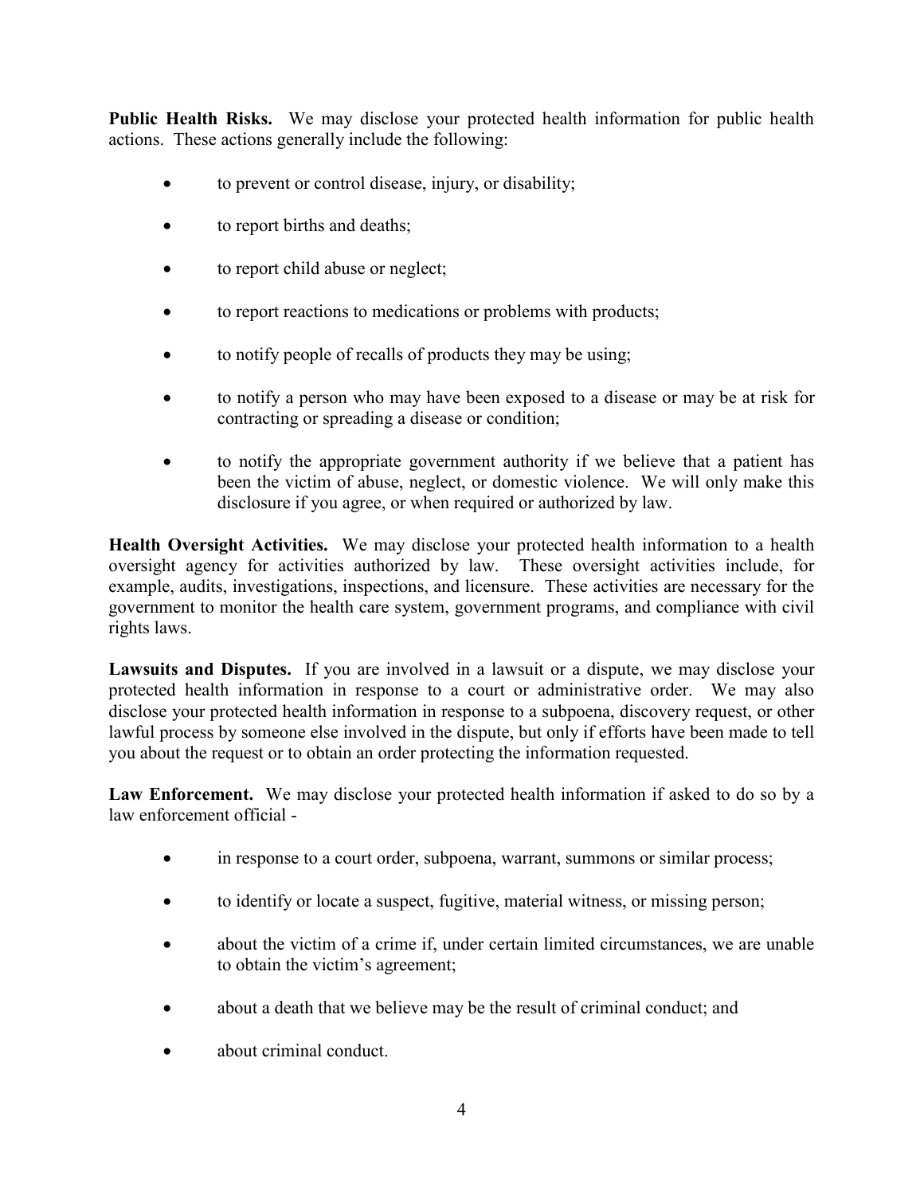**Public Health Risks.** We may disclose your protected health information for public health actions. These actions generally include the following:

- to prevent or control disease, injury, or disability;
- to report births and deaths;
- to report child abuse or neglect;
- to report reactions to medications or problems with products;
- to notify people of recalls of products they may be using;
- to notify a person who may have been exposed to a disease or may be at risk for contracting or spreading a disease or condition;
- to notify the appropriate government authority if we believe that a patient has been the victim of abuse, neglect, or domestic violence. We will only make this disclosure if you agree, or when required or authorized by law.

**Health Oversight Activities.** We may disclose your protected health information to a health oversight agency for activities authorized by law. These oversight activities include, for example, audits, investigations, inspections, and licensure. These activities are necessary for the government to monitor the health care system, government programs, and compliance with civil rights laws.

**Lawsuits and Disputes.** If you are involved in a lawsuit or a dispute, we may disclose your protected health information in response to a court or administrative order. We may also disclose your protected health information in response to a subpoena, discovery request, or other lawful process by someone else involved in the dispute, but only if efforts have been made to tell you about the request or to obtain an order protecting the information requested.

**Law Enforcement.** We may disclose your protected health information if asked to do so by a law enforcement official -

- in response to a court order, subpoena, warrant, summons or similar process;
- to identify or locate a suspect, fugitive, material witness, or missing person;
- about the victim of a crime if, under certain limited circumstances, we are unable to obtain the victim's agreement;
- about a death that we believe may be the result of criminal conduct; and
- about criminal conduct.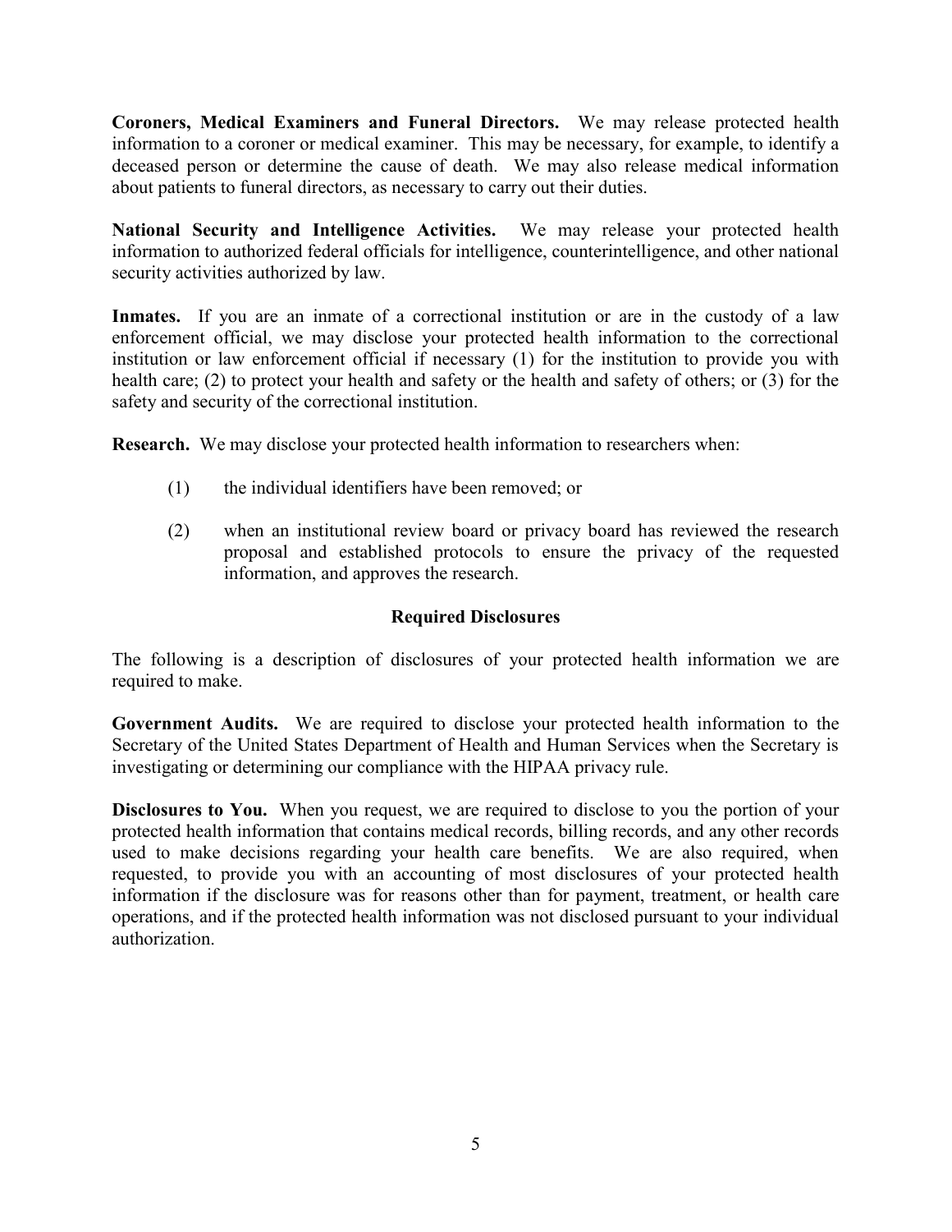**Coroners, Medical Examiners and Funeral Directors.** We may release protected health information to a coroner or medical examiner. This may be necessary, for example, to identify a deceased person or determine the cause of death. We may also release medical information about patients to funeral directors, as necessary to carry out their duties.

**National Security and Intelligence Activities.** We may release your protected health information to authorized federal officials for intelligence, counterintelligence, and other national security activities authorized by law.

**Inmates.** If you are an inmate of a correctional institution or are in the custody of a law enforcement official, we may disclose your protected health information to the correctional institution or law enforcement official if necessary (1) for the institution to provide you with health care; (2) to protect your health and safety or the health and safety of others; or (3) for the safety and security of the correctional institution.

**Research.** We may disclose your protected health information to researchers when:

(1) the individual identifiers have been removed; or

(2) when an institutional review board or privacy board has reviewed the research proposal and established protocols to ensure the privacy of the requested information, and approves the research.

## Required Disclosures

The following is a description of disclosures of your protected health information we are required to make.

**Government Audits.** We are required to disclose your protected health information to the Secretary of the United States Department of Health and Human Services when the Secretary is investigating or determining our compliance with the HIPAA privacy rule.

**Disclosures to You.** When you request, we are required to disclose to you the portion of your protected health information that contains medical records, billing records, and any other records used to make decisions regarding your health care benefits. We are also required, when requested, to provide you with an accounting of most disclosures of your protected health information if the disclosure was for reasons other than for payment, treatment, or health care operations, and if the protected health information was not disclosed pursuant to your individual authorization.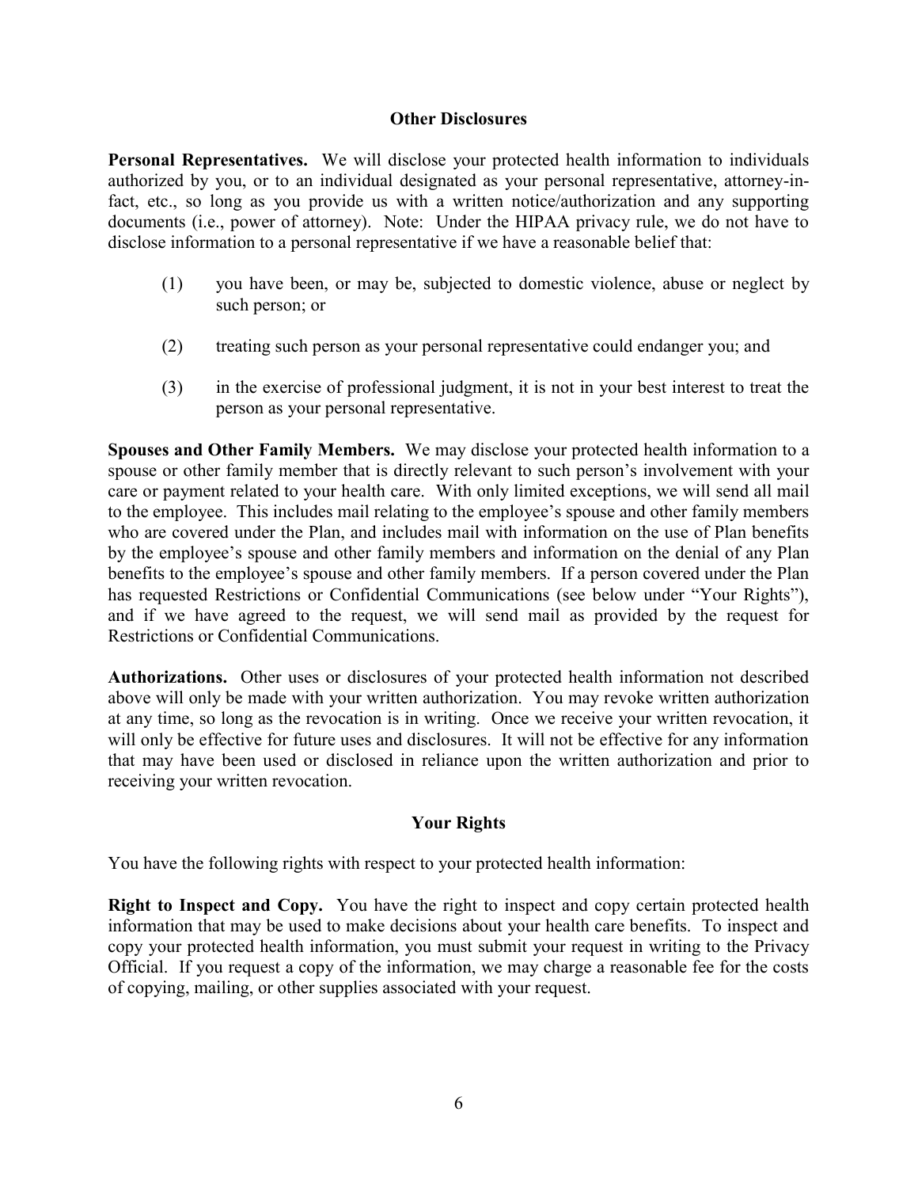## Other Disclosures

**Personal Representatives.** We will disclose your protected health information to individuals authorized by you, or to an individual designated as your personal representative, attorney-in-fact, etc., so long as you provide us with a written notice/authorization and any supporting documents (i.e., power of attorney). Note: Under the HIPAA privacy rule, we do not have to disclose information to a personal representative if we have a reasonable belief that:

(1) you have been, or may be, subjected to domestic violence, abuse or neglect by such person; or

(2) treating such person as your personal representative could endanger you; and

(3) in the exercise of professional judgment, it is not in your best interest to treat the person as your personal representative.

**Spouses and Other Family Members.** We may disclose your protected health information to a spouse or other family member that is directly relevant to such person's involvement with your care or payment related to your health care. With only limited exceptions, we will send all mail to the employee. This includes mail relating to the employee's spouse and other family members who are covered under the Plan, and includes mail with information on the use of Plan benefits by the employee's spouse and other family members and information on the denial of any Plan benefits to the employee's spouse and other family members. If a person covered under the Plan has requested Restrictions or Confidential Communications (see below under "Your Rights"), and if we have agreed to the request, we will send mail as provided by the request for Restrictions or Confidential Communications.

**Authorizations.** Other uses or disclosures of your protected health information not described above will only be made with your written authorization. You may revoke written authorization at any time, so long as the revocation is in writing. Once we receive your written revocation, it will only be effective for future uses and disclosures. It will not be effective for any information that may have been used or disclosed in reliance upon the written authorization and prior to receiving your written revocation.

## Your Rights

You have the following rights with respect to your protected health information:

**Right to Inspect and Copy.** You have the right to inspect and copy certain protected health information that may be used to make decisions about your health care benefits. To inspect and copy your protected health information, you must submit your request in writing to the Privacy Official. If you request a copy of the information, we may charge a reasonable fee for the costs of copying, mailing, or other supplies associated with your request.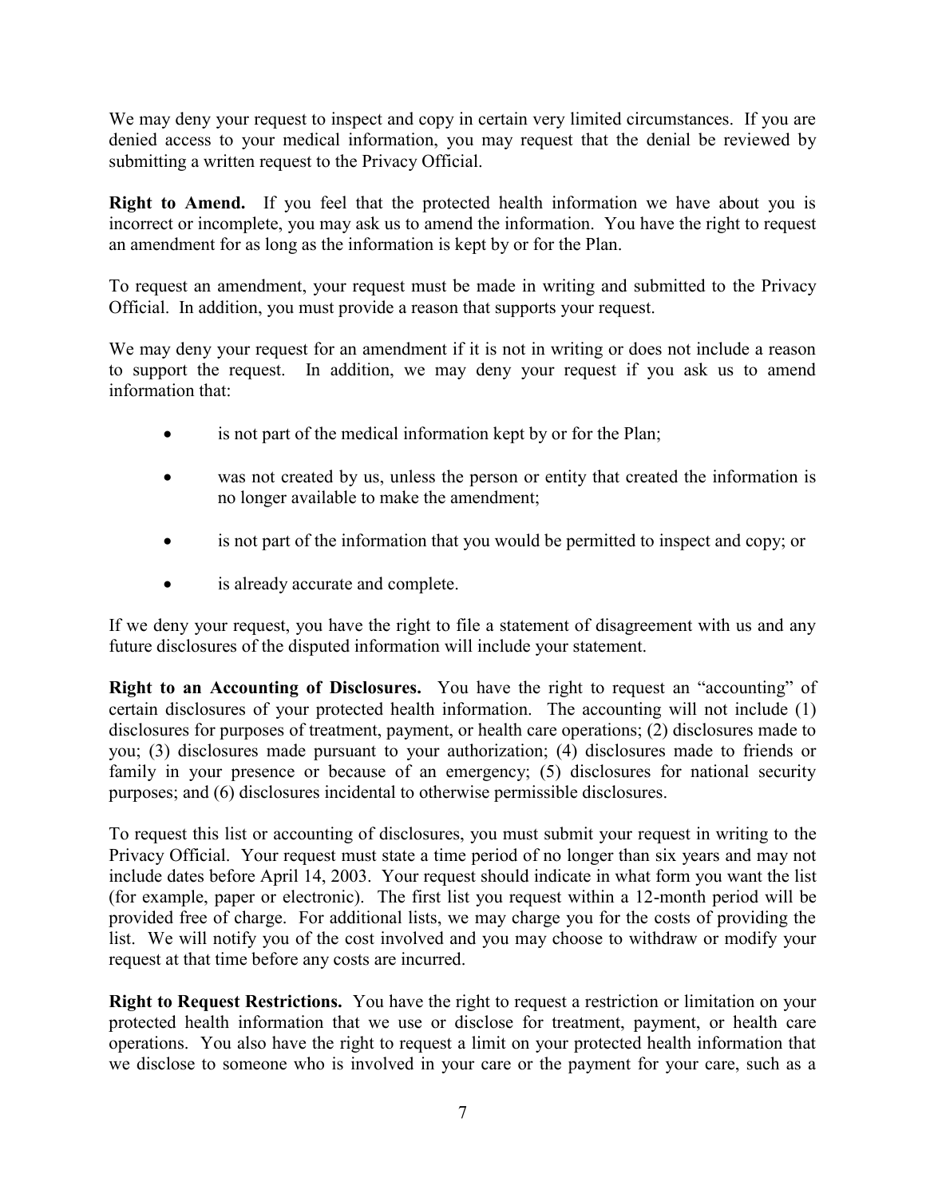We may deny your request to inspect and copy in certain very limited circumstances. If you are denied access to your medical information, you may request that the denial be reviewed by submitting a written request to the Privacy Official.

**Right to Amend.** If you feel that the protected health information we have about you is incorrect or incomplete, you may ask us to amend the information. You have the right to request an amendment for as long as the information is kept by or for the Plan.

To request an amendment, your request must be made in writing and submitted to the Privacy Official. In addition, you must provide a reason that supports your request.

We may deny your request for an amendment if it is not in writing or does not include a reason to support the request. In addition, we may deny your request if you ask us to amend information that:

- is not part of the medical information kept by or for the Plan;
- was not created by us, unless the person or entity that created the information is no longer available to make the amendment;
- is not part of the information that you would be permitted to inspect and copy; or
- is already accurate and complete.

If we deny your request, you have the right to file a statement of disagreement with us and any future disclosures of the disputed information will include your statement.

**Right to an Accounting of Disclosures.** You have the right to request an "accounting" of certain disclosures of your protected health information. The accounting will not include (1) disclosures for purposes of treatment, payment, or health care operations; (2) disclosures made to you; (3) disclosures made pursuant to your authorization; (4) disclosures made to friends or family in your presence or because of an emergency; (5) disclosures for national security purposes; and (6) disclosures incidental to otherwise permissible disclosures.

To request this list or accounting of disclosures, you must submit your request in writing to the Privacy Official. Your request must state a time period of no longer than six years and may not include dates before April 14, 2003. Your request should indicate in what form you want the list (for example, paper or electronic). The first list you request within a 12-month period will be provided free of charge. For additional lists, we may charge you for the costs of providing the list. We will notify you of the cost involved and you may choose to withdraw or modify your request at that time before any costs are incurred.

**Right to Request Restrictions.** You have the right to request a restriction or limitation on your protected health information that we use or disclose for treatment, payment, or health care operations. You also have the right to request a limit on your protected health information that we disclose to someone who is involved in your care or the payment for your care, such as a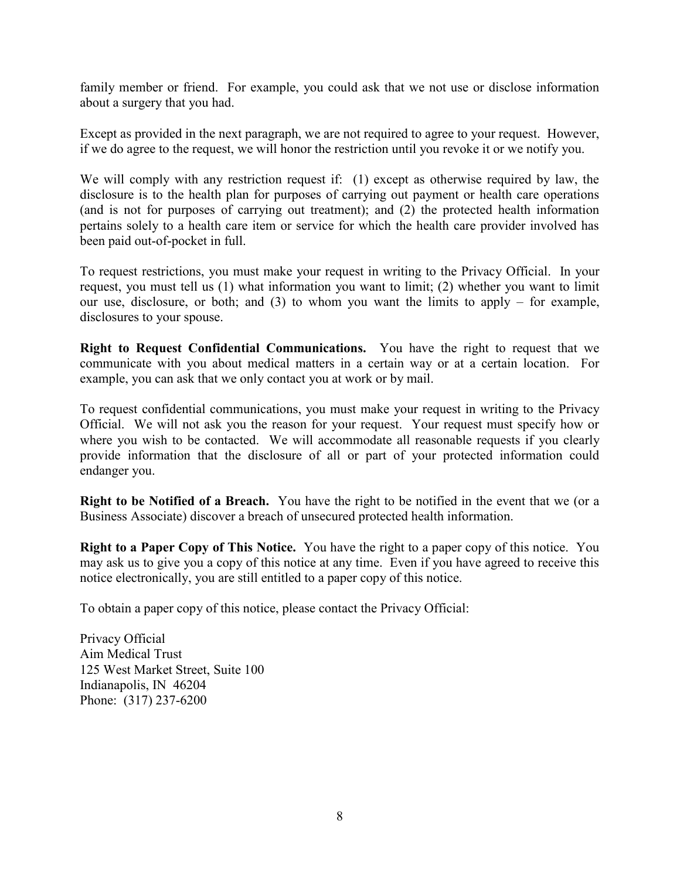family member or friend. For example, you could ask that we not use or disclose information about a surgery that you had.

Except as provided in the next paragraph, we are not required to agree to your request. However, if we do agree to the request, we will honor the restriction until you revoke it or we notify you.

We will comply with any restriction request if: (1) except as otherwise required by law, the disclosure is to the health plan for purposes of carrying out payment or health care operations (and is not for purposes of carrying out treatment); and (2) the protected health information pertains solely to a health care item or service for which the health care provider involved has been paid out-of-pocket in full.

To request restrictions, you must make your request in writing to the Privacy Official. In your request, you must tell us (1) what information you want to limit; (2) whether you want to limit our use, disclosure, or both; and (3) to whom you want the limits to apply – for example, disclosures to your spouse.

**Right to Request Confidential Communications.** You have the right to request that we communicate with you about medical matters in a certain way or at a certain location. For example, you can ask that we only contact you at work or by mail.

To request confidential communications, you must make your request in writing to the Privacy Official. We will not ask you the reason for your request. Your request must specify how or where you wish to be contacted. We will accommodate all reasonable requests if you clearly provide information that the disclosure of all or part of your protected information could endanger you.

**Right to be Notified of a Breach.** You have the right to be notified in the event that we (or a Business Associate) discover a breach of unsecured protected health information.

**Right to a Paper Copy of This Notice.** You have the right to a paper copy of this notice. You may ask us to give you a copy of this notice at any time. Even if you have agreed to receive this notice electronically, you are still entitled to a paper copy of this notice.

To obtain a paper copy of this notice, please contact the Privacy Official:

Privacy Official
Aim Medical Trust
125 West Market Street, Suite 100
Indianapolis, IN 46204
Phone: (317) 237-6200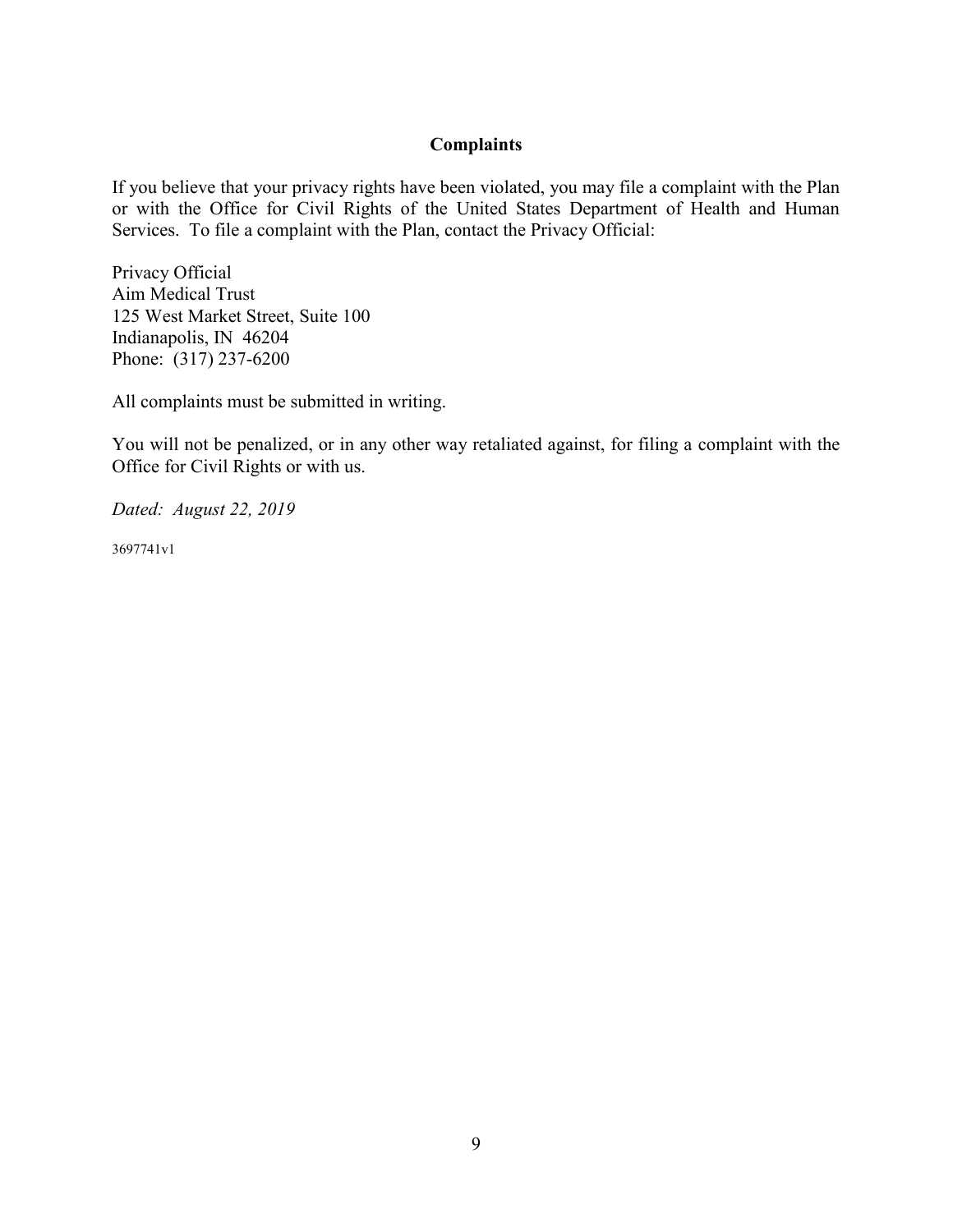## Complaints

If you believe that your privacy rights have been violated, you may file a complaint with the Plan or with the Office for Civil Rights of the United States Department of Health and Human Services. To file a complaint with the Plan, contact the Privacy Official:

Privacy Official
Aim Medical Trust
125 West Market Street, Suite 100
Indianapolis, IN 46204
Phone: (317) 237-6200

All complaints must be submitted in writing.

You will not be penalized, or in any other way retaliated against, for filing a complaint with the Office for Civil Rights or with us.

*Dated: August 22, 2019*

3697741v1